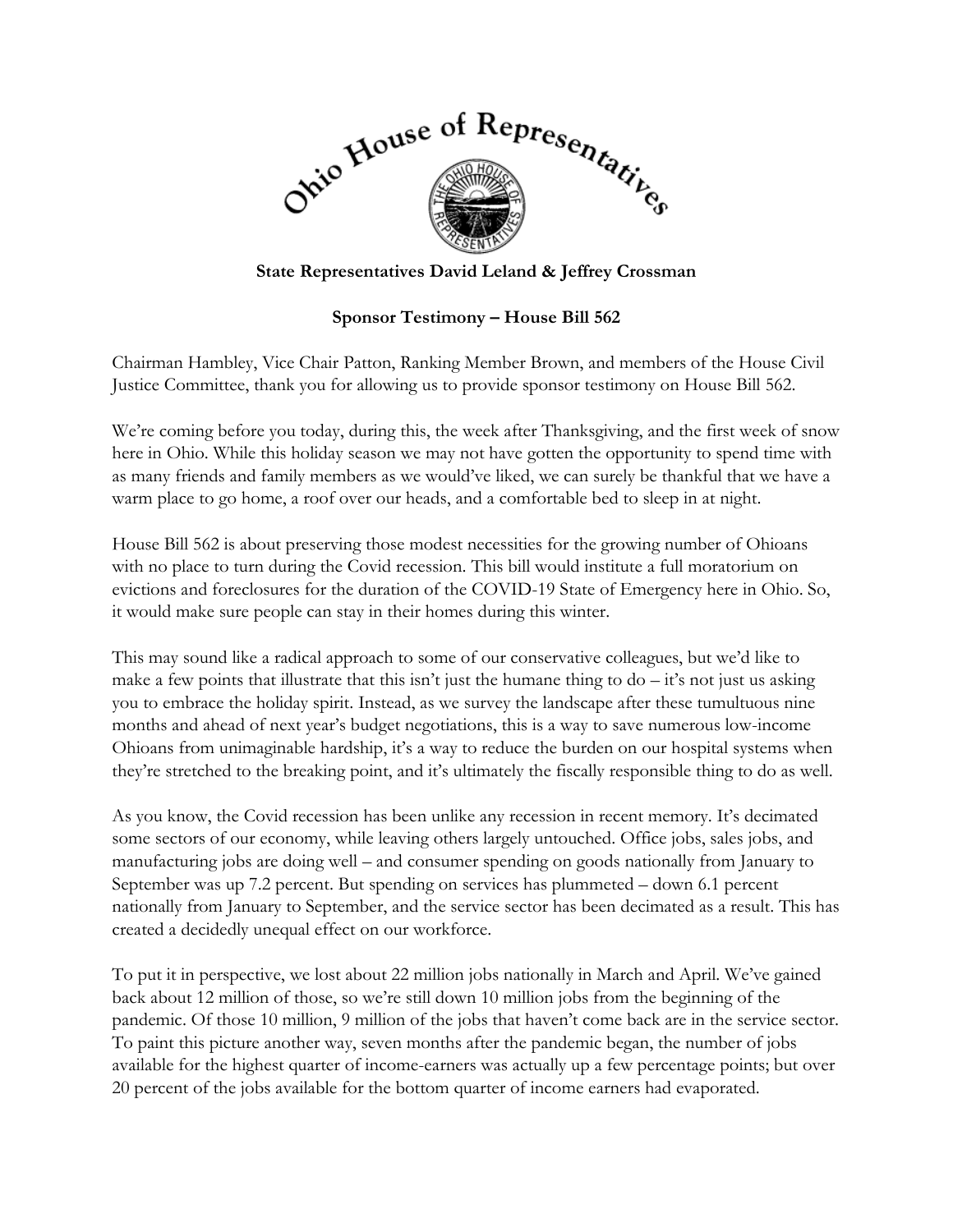**State Representatives David Leland & Jeffrey Crossman**

**Sponsor Testimony – House Bill 562**

Chairman Hambley, Vice Chair Patton, Ranking Member Brown, and members of the House Civil Justice Committee, thank you for allowing us to provide sponsor testimony on House Bill 562.

We're coming before you today, during this, the week after Thanksgiving, and the first week of snow here in Ohio. While this holiday season we may not have gotten the opportunity to spend time with as many friends and family members as we would've liked, we can surely be thankful that we have a warm place to go home, a roof over our heads, and a comfortable bed to sleep in at night.

House Bill 562 is about preserving those modest necessities for the growing number of Ohioans with no place to turn during the Covid recession. This bill would institute a full moratorium on evictions and foreclosures for the duration of the COVID-19 State of Emergency here in Ohio. So, it would make sure people can stay in their homes during this winter.

This may sound like a radical approach to some of our conservative colleagues, but we'd like to make a few points that illustrate that this isn't just the humane thing to do – it's not just us asking you to embrace the holiday spirit. Instead, as we survey the landscape after these tumultuous nine months and ahead of next year's budget negotiations, this is a way to save numerous low-income Ohioans from unimaginable hardship, it's a way to reduce the burden on our hospital systems when they're stretched to the breaking point, and it's ultimately the fiscally responsible thing to do as well.

As you know, the Covid recession has been unlike any recession in recent memory. It's decimated some sectors of our economy, while leaving others largely untouched. Office jobs, sales jobs, and manufacturing jobs are doing well – and consumer spending on goods nationally from January to September was up 7.2 percent. But spending on services has plummeted – down 6.1 percent nationally from January to September, and the service sector has been decimated as a result. This has created a decidedly unequal effect on our workforce.

To put it in perspective, we lost about 22 million jobs nationally in March and April. We've gained back about 12 million of those, so we're still down 10 million jobs from the beginning of the pandemic. Of those 10 million, 9 million of the jobs that haven't come back are in the service sector. To paint this picture another way, seven months after the pandemic began, the number of jobs available for the highest quarter of income-earners was actually up a few percentage points; but over 20 percent of the jobs available for the bottom quarter of income earners had evaporated.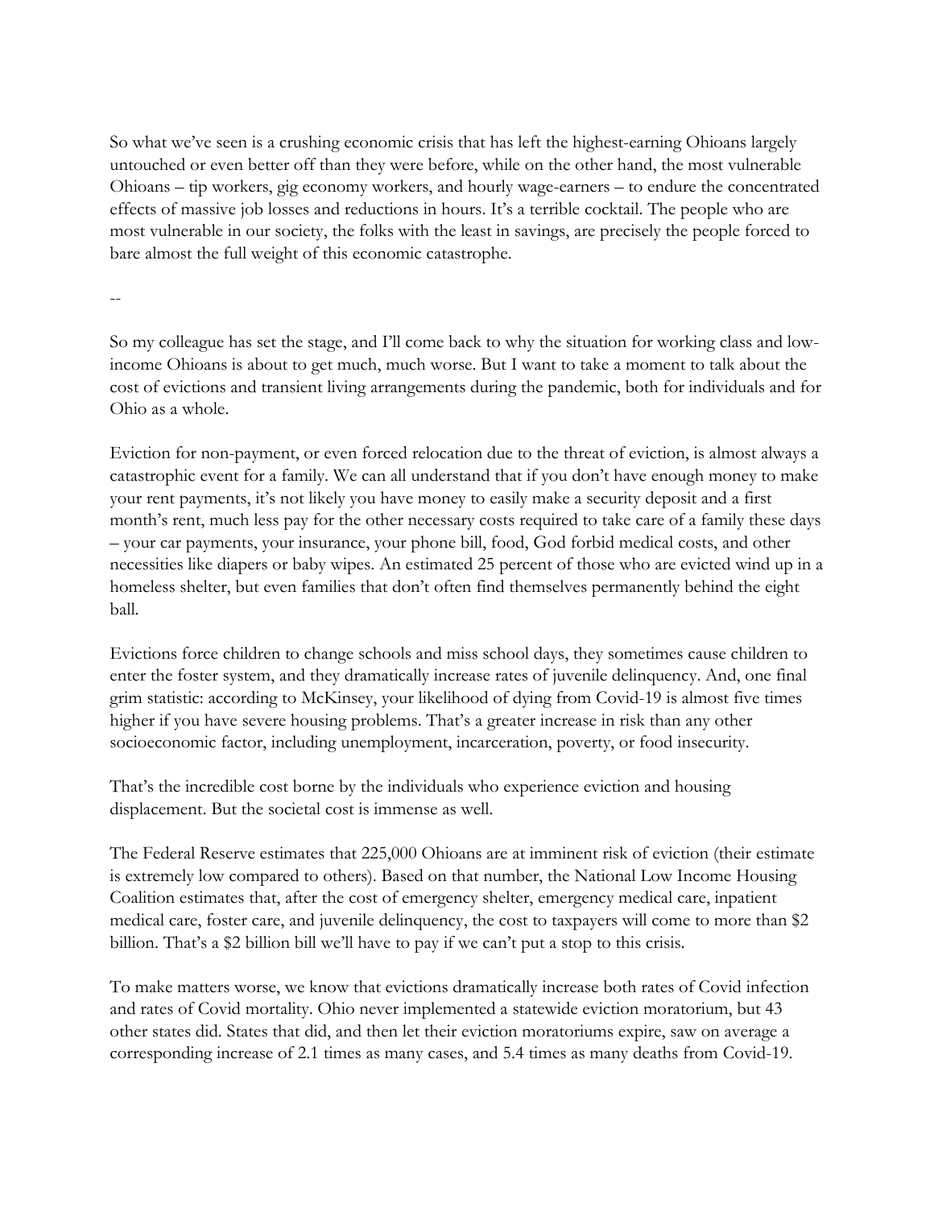So what we've seen is a crushing economic crisis that has left the highest-earning Ohioans largely untouched or even better off than they were before, while on the other hand, the most vulnerable Ohioans – tip workers, gig economy workers, and hourly wage-earners – to endure the concentrated effects of massive job losses and reductions in hours. It's a terrible cocktail. The people who are most vulnerable in our society, the folks with the least in savings, are precisely the people forced to bare almost the full weight of this economic catastrophe.

--

So my colleague has set the stage, and I'll come back to why the situation for working class and low-income Ohioans is about to get much, much worse. But I want to take a moment to talk about the cost of evictions and transient living arrangements during the pandemic, both for individuals and for Ohio as a whole.

Eviction for non-payment, or even forced relocation due to the threat of eviction, is almost always a catastrophic event for a family. We can all understand that if you don't have enough money to make your rent payments, it's not likely you have money to easily make a security deposit and a first month's rent, much less pay for the other necessary costs required to take care of a family these days – your car payments, your insurance, your phone bill, food, God forbid medical costs, and other necessities like diapers or baby wipes. An estimated 25 percent of those who are evicted wind up in a homeless shelter, but even families that don't often find themselves permanently behind the eight ball.

Evictions force children to change schools and miss school days, they sometimes cause children to enter the foster system, and they dramatically increase rates of juvenile delinquency. And, one final grim statistic: according to McKinsey, your likelihood of dying from Covid-19 is almost five times higher if you have severe housing problems. That's a greater increase in risk than any other socioeconomic factor, including unemployment, incarceration, poverty, or food insecurity.

That's the incredible cost borne by the individuals who experience eviction and housing displacement. But the societal cost is immense as well.

The Federal Reserve estimates that 225,000 Ohioans are at imminent risk of eviction (their estimate is extremely low compared to others). Based on that number, the National Low Income Housing Coalition estimates that, after the cost of emergency shelter, emergency medical care, inpatient medical care, foster care, and juvenile delinquency, the cost to taxpayers will come to more than $2 billion. That's a $2 billion bill we'll have to pay if we can't put a stop to this crisis.

To make matters worse, we know that evictions dramatically increase both rates of Covid infection and rates of Covid mortality. Ohio never implemented a statewide eviction moratorium, but 43 other states did. States that did, and then let their eviction moratoriums expire, saw on average a corresponding increase of 2.1 times as many cases, and 5.4 times as many deaths from Covid-19.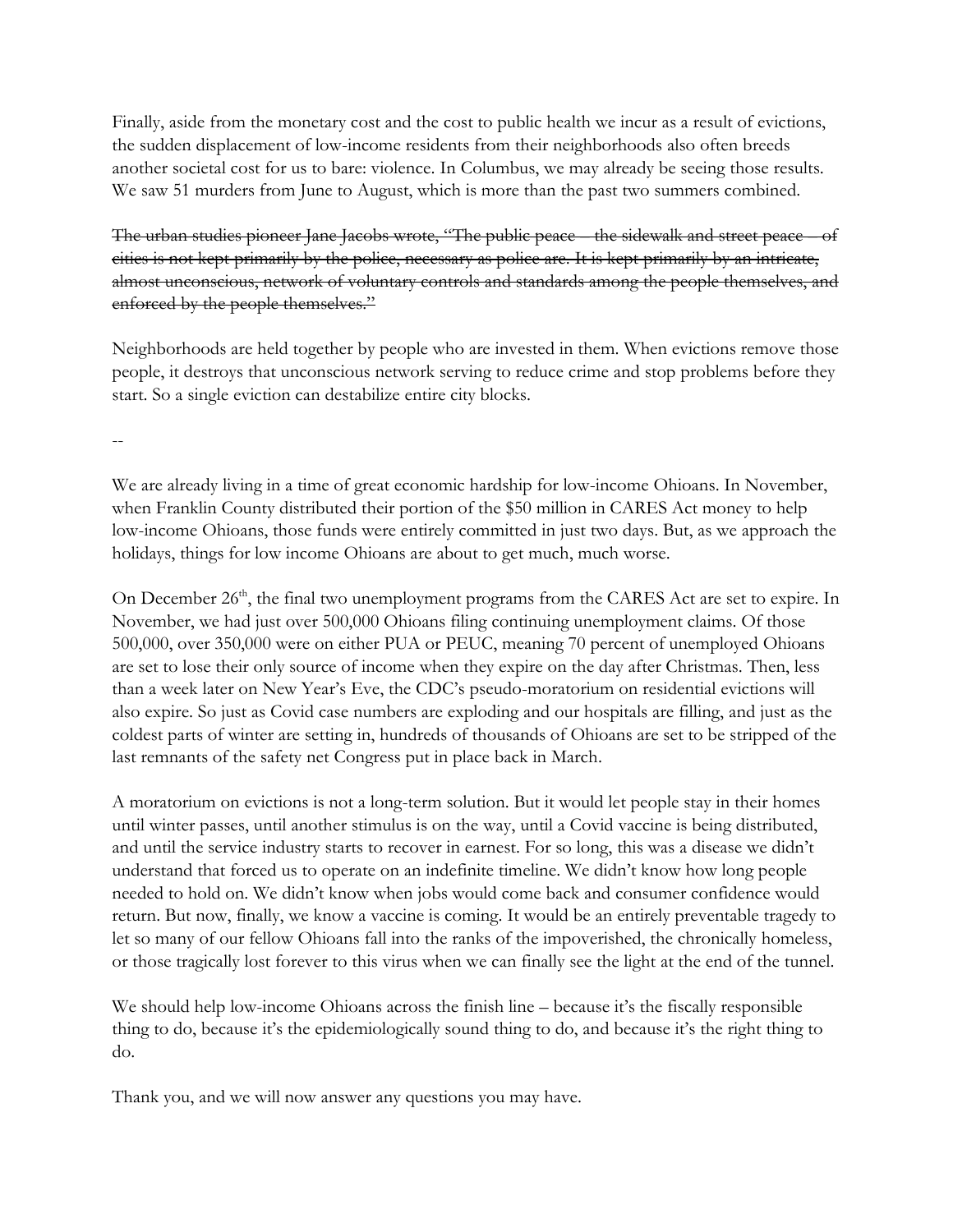Finally, aside from the monetary cost and the cost to public health we incur as a result of evictions, the sudden displacement of low-income residents from their neighborhoods also often breeds another societal cost for us to bare: violence. In Columbus, we may already be seeing those results. We saw 51 murders from June to August, which is more than the past two summers combined.

~~The urban studies pioneer Jane Jacobs wrote, "The public peace – the sidewalk and street peace – of cities is not kept primarily by the police, necessary as police are. It is kept primarily by an intricate, almost unconscious, network of voluntary controls and standards among the people themselves, and enforced by the people themselves."~~

Neighborhoods are held together by people who are invested in them. When evictions remove those people, it destroys that unconscious network serving to reduce crime and stop problems before they start. So a single eviction can destabilize entire city blocks.

--

We are already living in a time of great economic hardship for low-income Ohioans. In November, when Franklin County distributed their portion of the $50 million in CARES Act money to help low-income Ohioans, those funds were entirely committed in just two days. But, as we approach the holidays, things for low income Ohioans are about to get much, much worse.

On December 26th, the final two unemployment programs from the CARES Act are set to expire. In November, we had just over 500,000 Ohioans filing continuing unemployment claims. Of those 500,000, over 350,000 were on either PUA or PEUC, meaning 70 percent of unemployed Ohioans are set to lose their only source of income when they expire on the day after Christmas. Then, less than a week later on New Year's Eve, the CDC's pseudo-moratorium on residential evictions will also expire. So just as Covid case numbers are exploding and our hospitals are filling, and just as the coldest parts of winter are setting in, hundreds of thousands of Ohioans are set to be stripped of the last remnants of the safety net Congress put in place back in March.

A moratorium on evictions is not a long-term solution. But it would let people stay in their homes until winter passes, until another stimulus is on the way, until a Covid vaccine is being distributed, and until the service industry starts to recover in earnest. For so long, this was a disease we didn't understand that forced us to operate on an indefinite timeline. We didn't know how long people needed to hold on. We didn't know when jobs would come back and consumer confidence would return. But now, finally, we know a vaccine is coming. It would be an entirely preventable tragedy to let so many of our fellow Ohioans fall into the ranks of the impoverished, the chronically homeless, or those tragically lost forever to this virus when we can finally see the light at the end of the tunnel.

We should help low-income Ohioans across the finish line – because it's the fiscally responsible thing to do, because it's the epidemiologically sound thing to do, and because it's the right thing to do.

Thank you, and we will now answer any questions you may have.